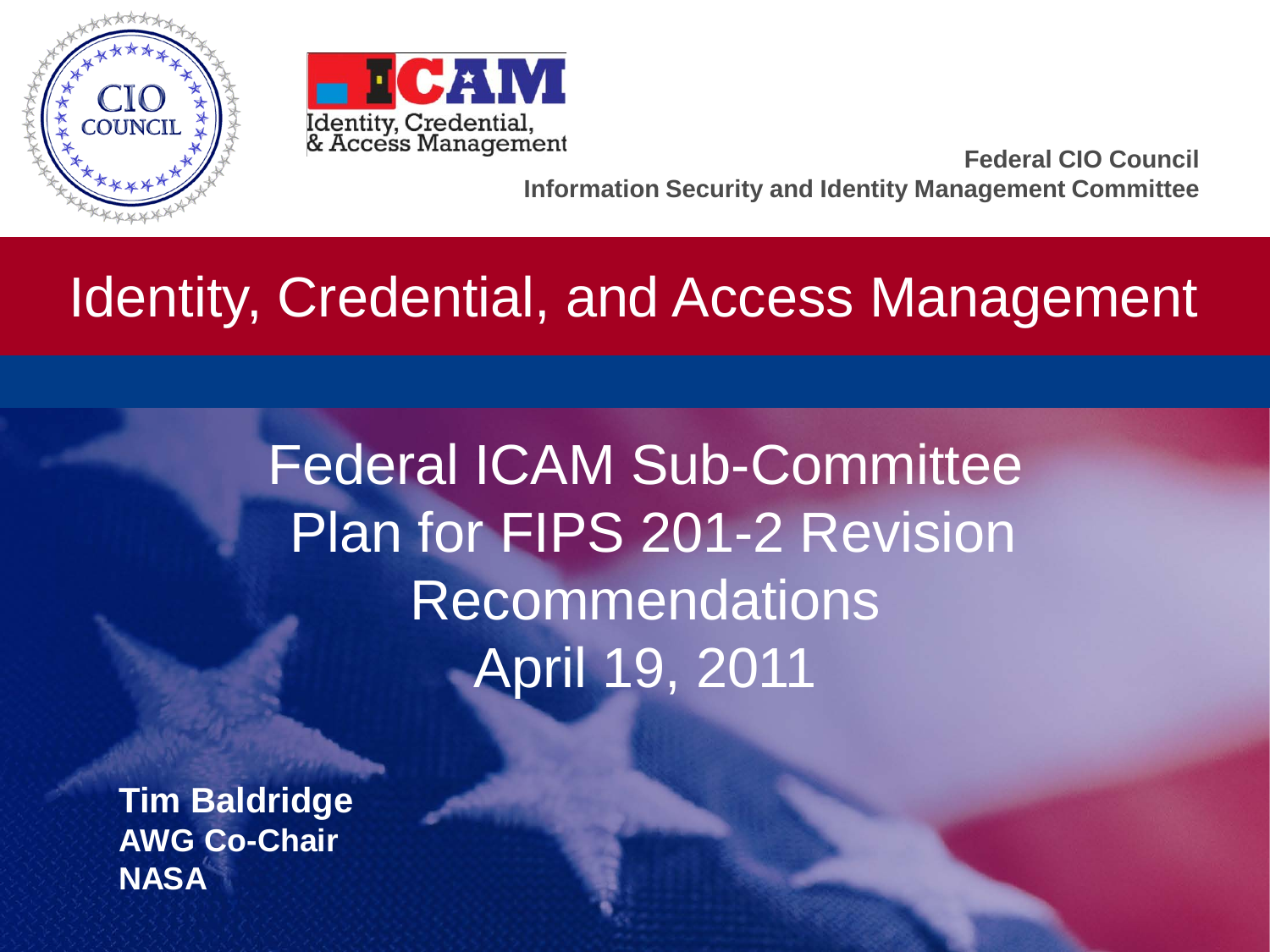Federal CIO Council
Information Security and Identity Management Committee

# Identity, Credential, and Access Management

## Federal ICAM Sub-Committee Plan for FIPS 201-2 Revision Recommendations

April 19, 2011

**Tim Baldridge**
**AWG Co-Chair**
**NASA**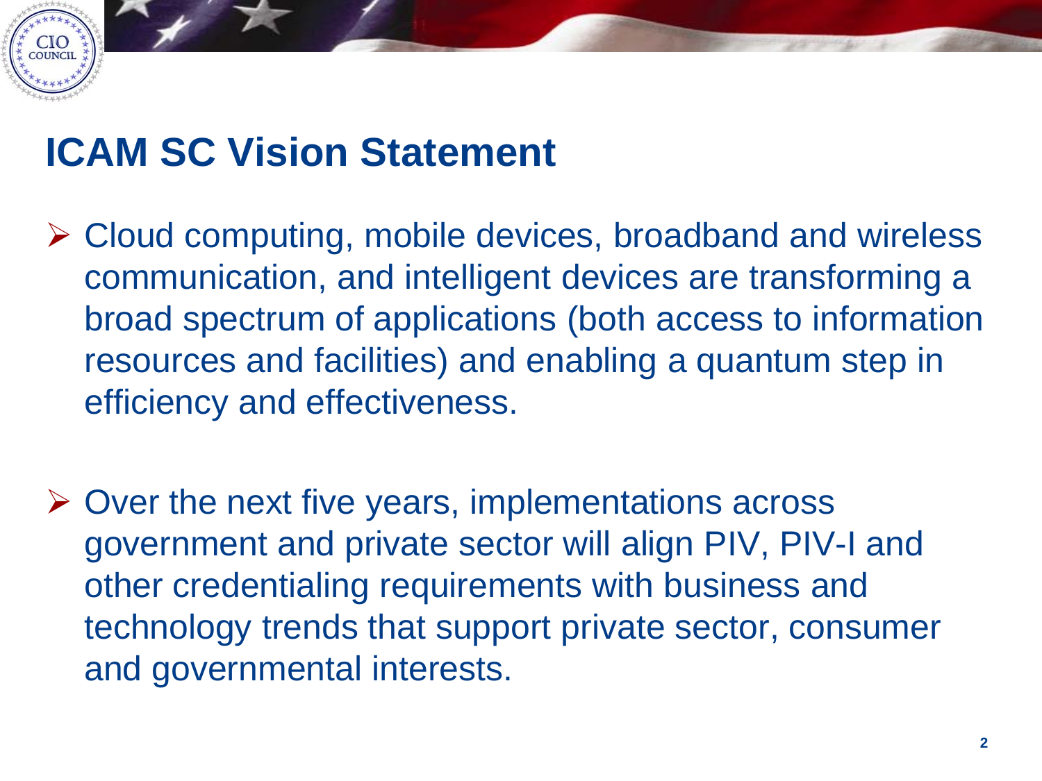# ICAM SC Vision Statement

- Cloud computing, mobile devices, broadband and wireless communication, and intelligent devices are transforming a broad spectrum of applications (both access to information resources and facilities) and enabling a quantum step in efficiency and effectiveness.

- Over the next five years, implementations across government and private sector will align PIV, PIV-I and other credentialing requirements with business and technology trends that support private sector, consumer and governmental interests.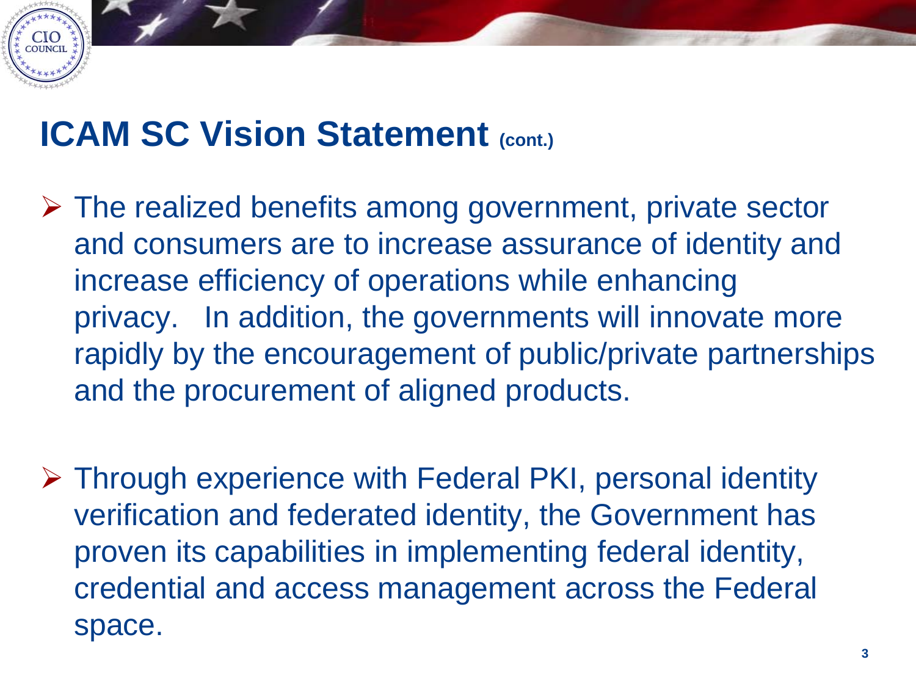# ICAM SC Vision Statement (cont.)

- The realized benefits among government, private sector and consumers are to increase assurance of identity and increase efficiency of operations while enhancing privacy. In addition, the governments will innovate more rapidly by the encouragement of public/private partnerships and the procurement of aligned products.

- Through experience with Federal PKI, personal identity verification and federated identity, the Government has proven its capabilities in implementing federal identity, credential and access management across the Federal space.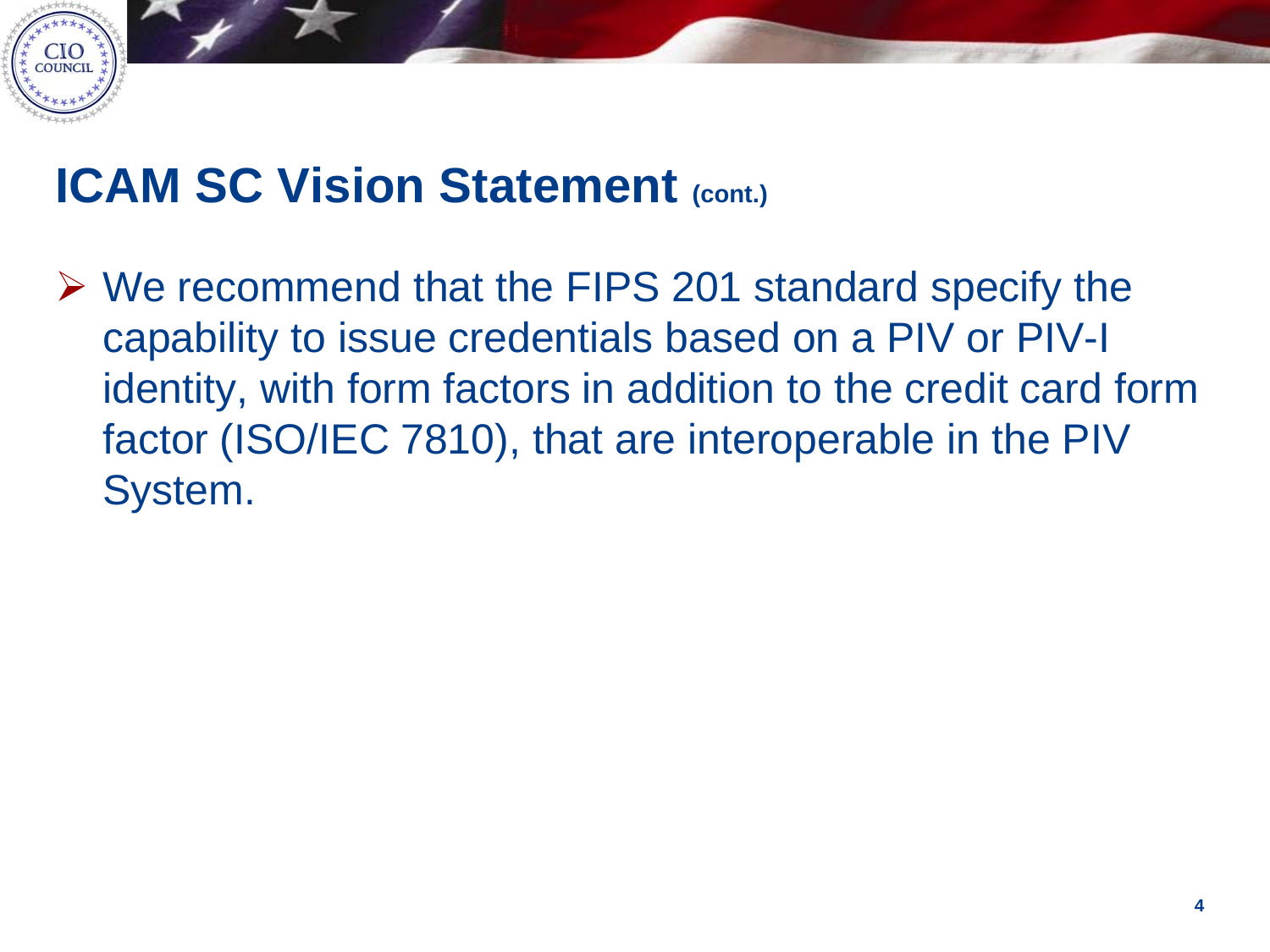# ICAM SC Vision Statement (cont.)

- We recommend that the FIPS 201 standard specify the capability to issue credentials based on a PIV or PIV-I identity, with form factors in addition to the credit card form factor (ISO/IEC 7810), that are interoperable in the PIV System.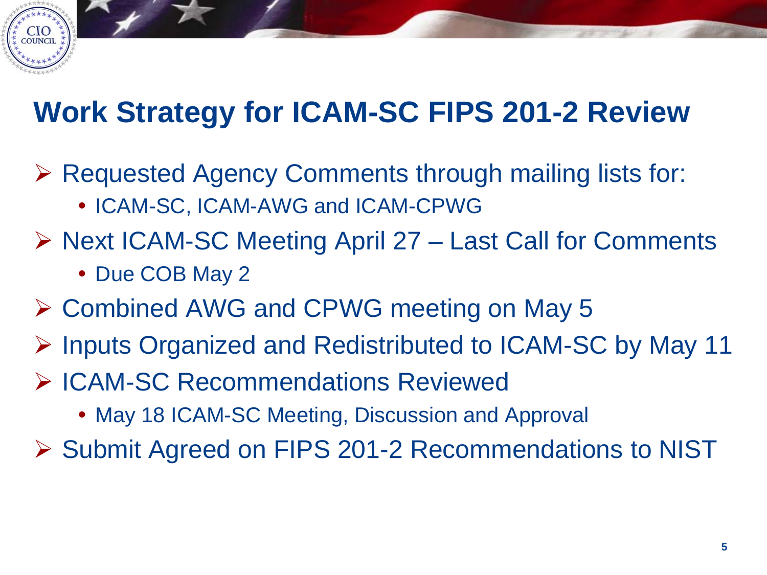# Work Strategy for ICAM-SC FIPS 201-2 Review

- Requested Agency Comments through mailing lists for:
  - ICAM-SC, ICAM-AWG and ICAM-CPWG
- Next ICAM-SC Meeting April 27 – Last Call for Comments
  - Due COB May 2
- Combined AWG and CPWG meeting on May 5
- Inputs Organized and Redistributed to ICAM-SC by May 11
- ICAM-SC Recommendations Reviewed
  - May 18 ICAM-SC Meeting, Discussion and Approval
- Submit Agreed on FIPS 201-2 Recommendations to NIST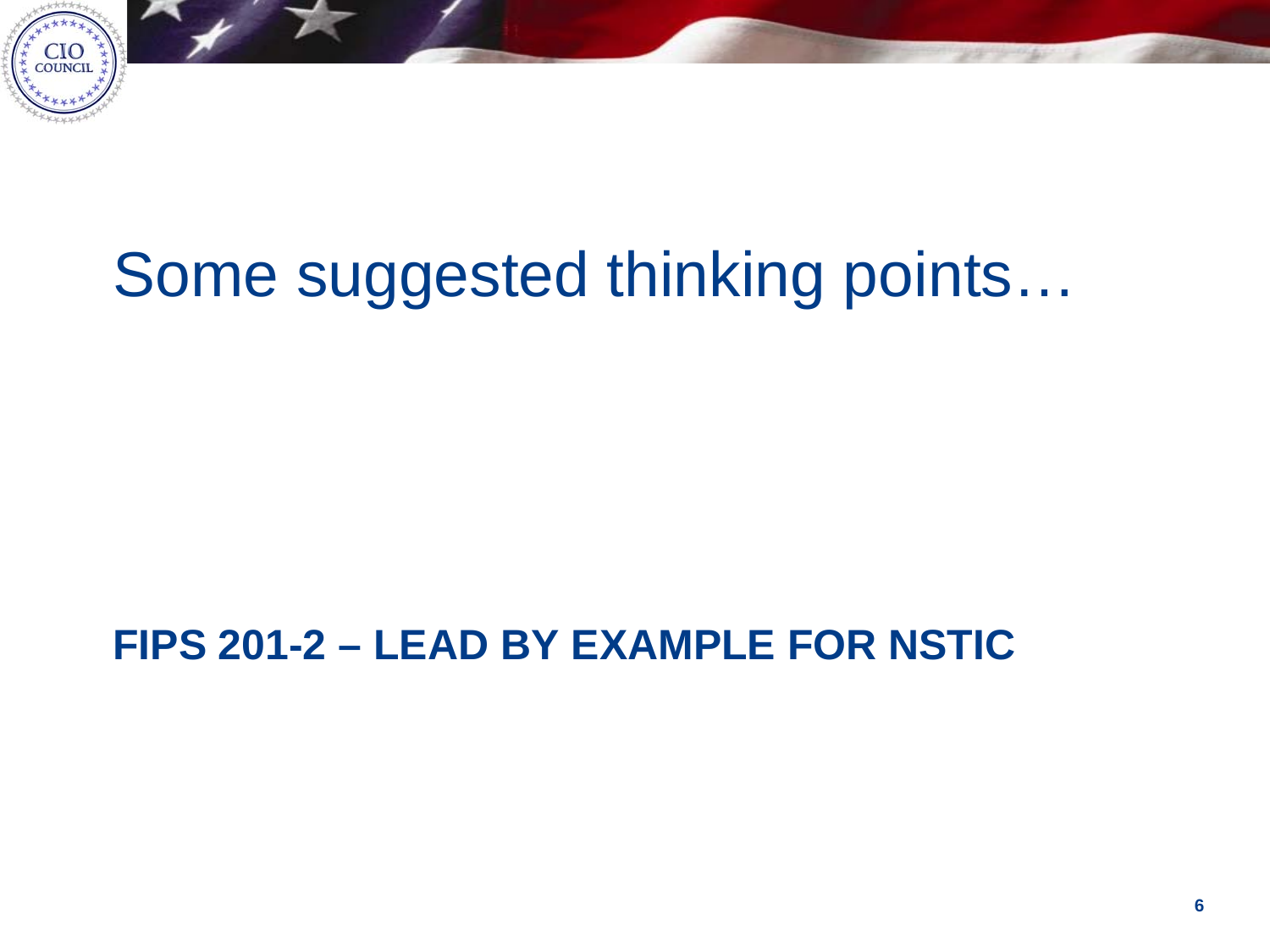# Some suggested thinking points…

**FIPS 201-2 – LEAD BY EXAMPLE FOR NSTIC**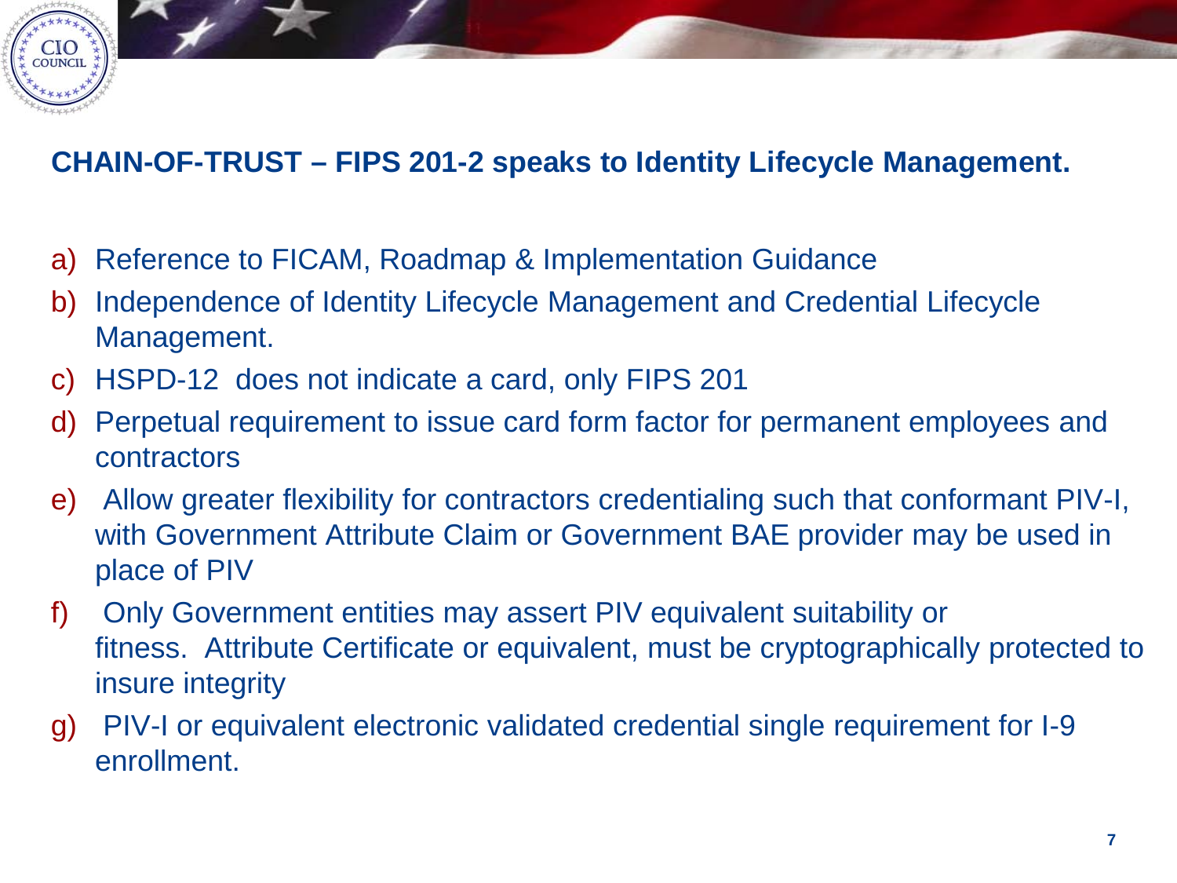## CHAIN-OF-TRUST – FIPS 201-2 speaks to Identity Lifecycle Management.

a) Reference to FICAM, Roadmap & Implementation Guidance
b) Independence of Identity Lifecycle Management and Credential Lifecycle Management.
c) HSPD-12 does not indicate a card, only FIPS 201
d) Perpetual requirement to issue card form factor for permanent employees and contractors
e) Allow greater flexibility for contractors credentialing such that conformant PIV-I, with Government Attribute Claim or Government BAE provider may be used in place of PIV
f) Only Government entities may assert PIV equivalent suitability or fitness. Attribute Certificate or equivalent, must be cryptographically protected to insure integrity
g) PIV-I or equivalent electronic validated credential single requirement for I-9 enrollment.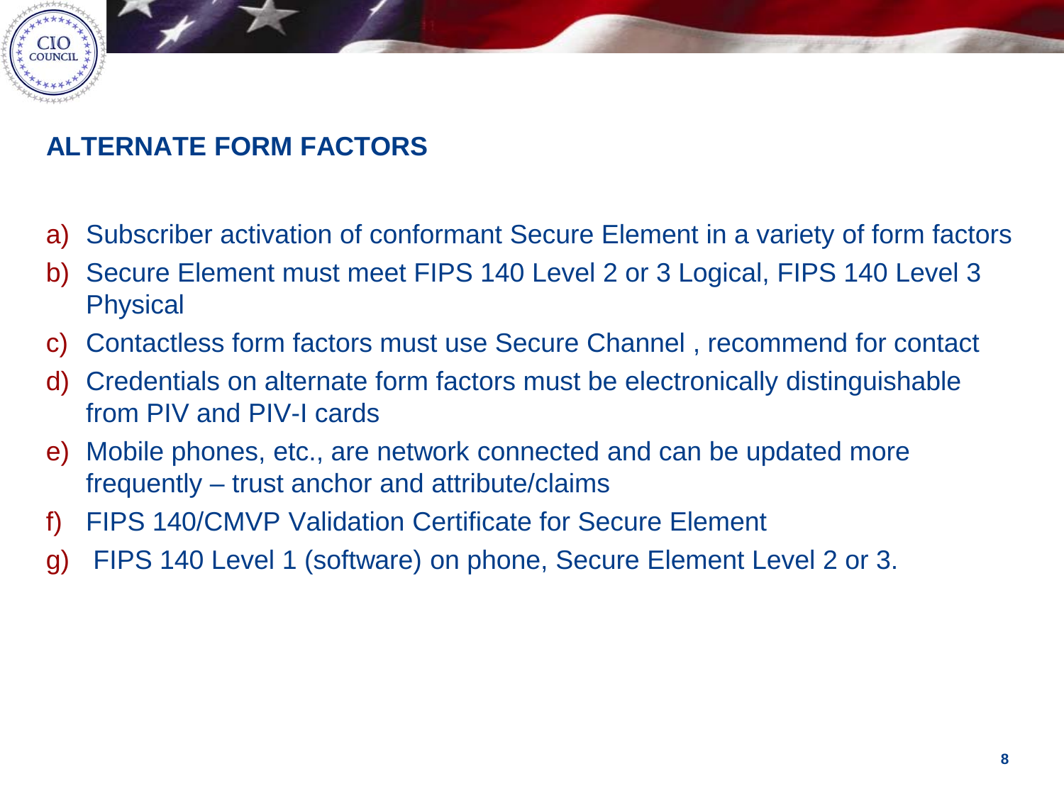## ALTERNATE FORM FACTORS

a) Subscriber activation of conformant Secure Element in a variety of form factors
b) Secure Element must meet FIPS 140 Level 2 or 3 Logical, FIPS 140 Level 3 Physical
c) Contactless form factors must use Secure Channel , recommend for contact
d) Credentials on alternate form factors must be electronically distinguishable from PIV and PIV-I cards
e) Mobile phones, etc., are network connected and can be updated more frequently – trust anchor and attribute/claims
f) FIPS 140/CMVP Validation Certificate for Secure Element
g) FIPS 140 Level 1 (software) on phone, Secure Element Level 2 or 3.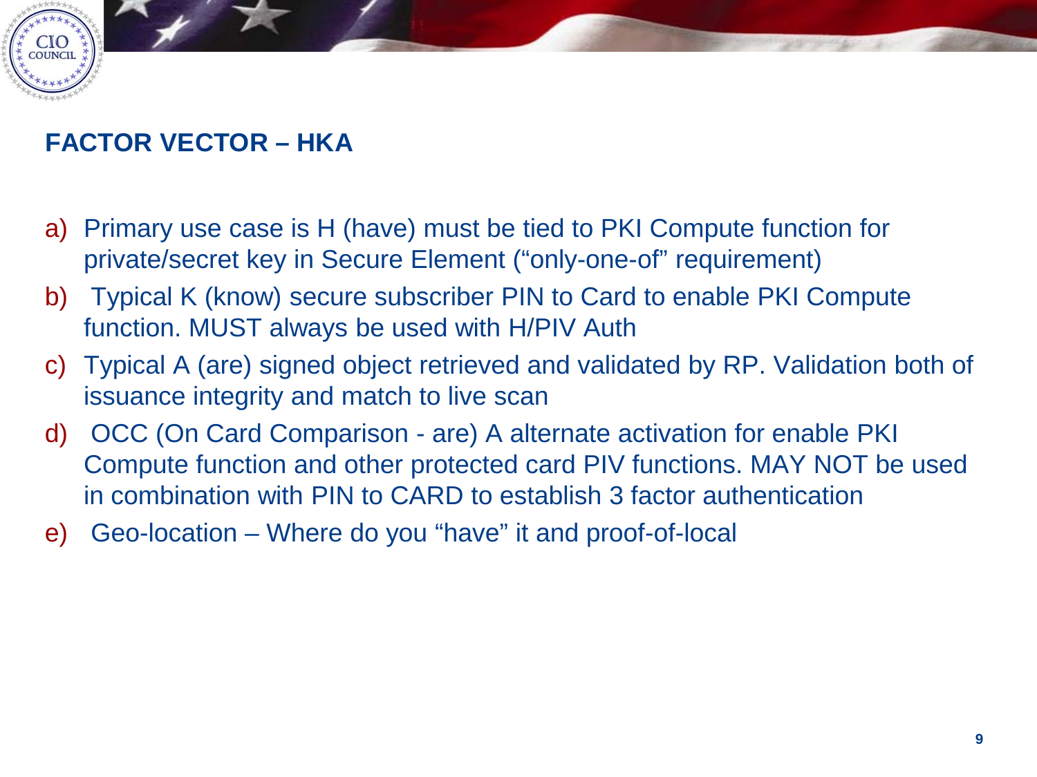## FACTOR VECTOR – HKA

a) Primary use case is H (have) must be tied to PKI Compute function for private/secret key in Secure Element (“only-one-of” requirement)
b) Typical K (know) secure subscriber PIN to Card to enable PKI Compute function. MUST always be used with H/PIV Auth
c) Typical A (are) signed object retrieved and validated by RP. Validation both of issuance integrity and match to live scan
d) OCC (On Card Comparison - are) A alternate activation for enable PKI Compute function and other protected card PIV functions. MAY NOT be used in combination with PIN to CARD to establish 3 factor authentication
e) Geo-location – Where do you “have” it and proof-of-local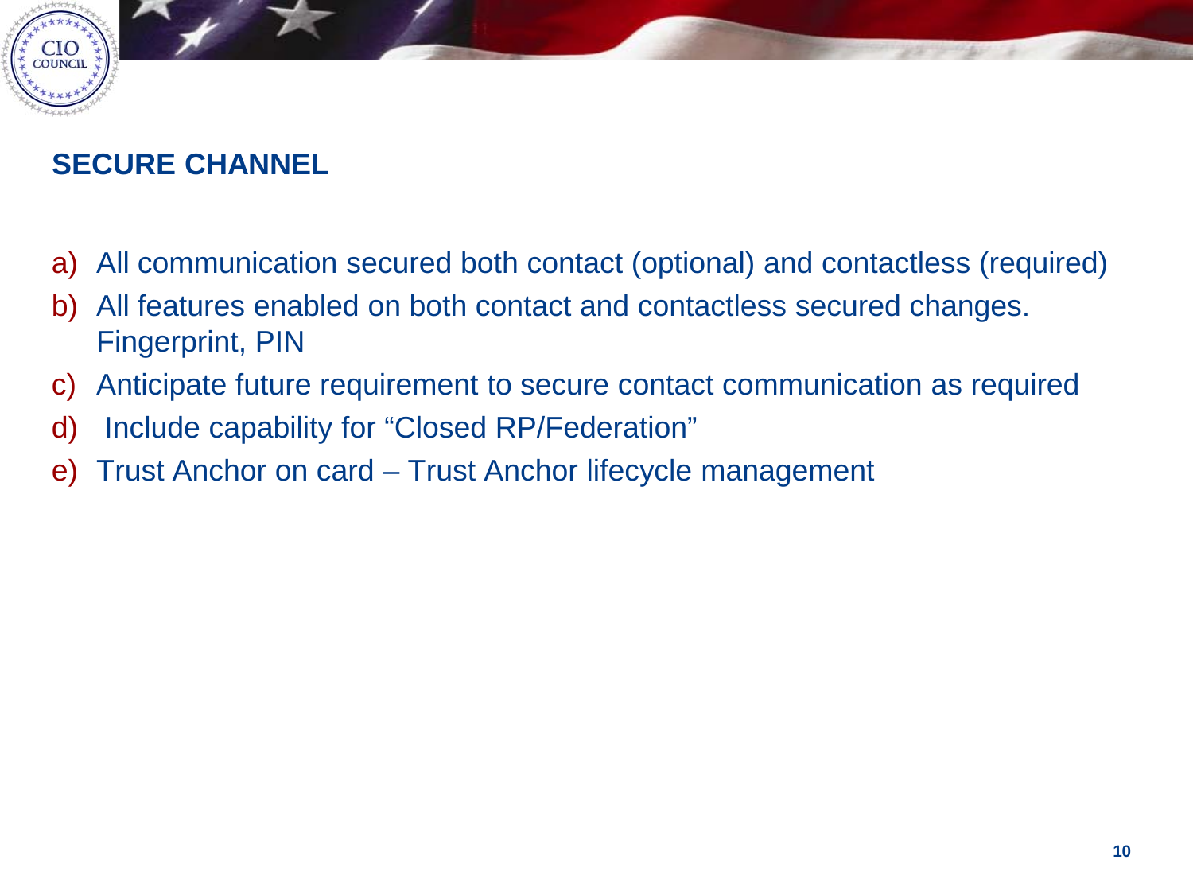## SECURE CHANNEL

a) All communication secured both contact (optional) and contactless (required)
b) All features enabled on both contact and contactless secured changes. Fingerprint, PIN
c) Anticipate future requirement to secure contact communication as required
d) Include capability for “Closed RP/Federation”
e) Trust Anchor on card – Trust Anchor lifecycle management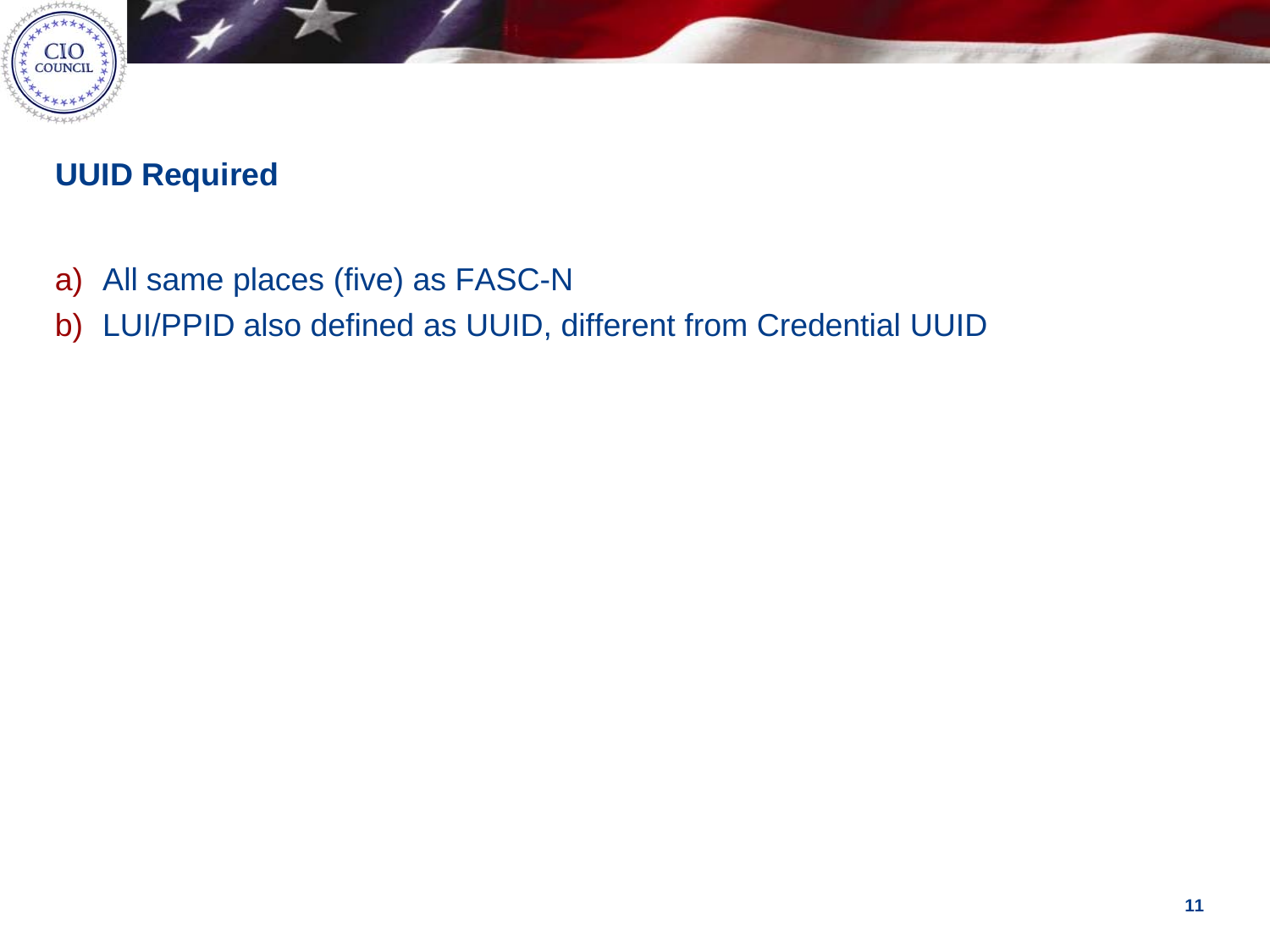## UUID Required

a) All same places (five) as FASC-N
b) LUI/PPID also defined as UUID, different from Credential UUID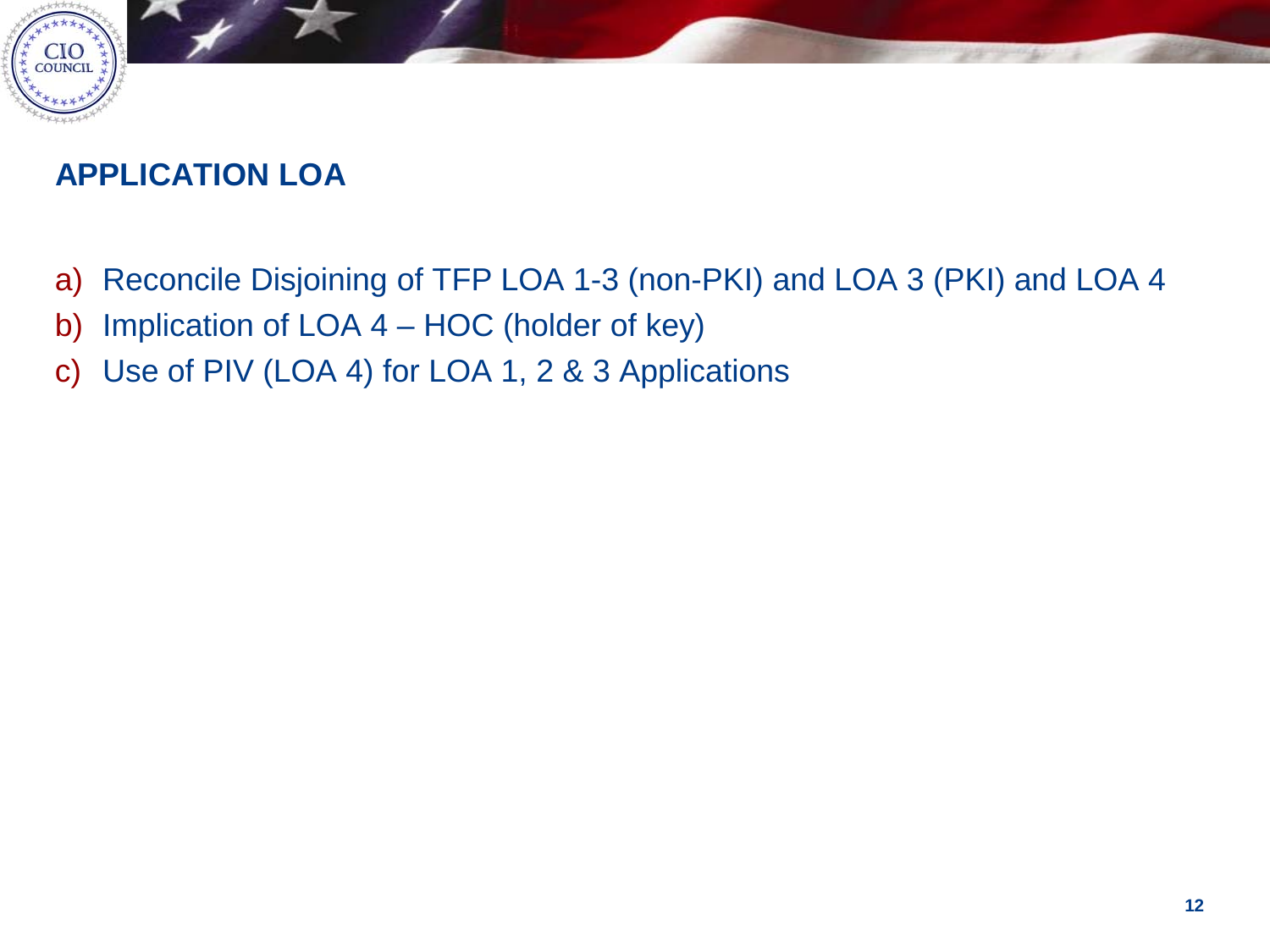## APPLICATION LOA

a) Reconcile Disjoining of TFP LOA 1-3 (non-PKI) and LOA 3 (PKI) and LOA 4
b) Implication of LOA 4 – HOC (holder of key)
c) Use of PIV (LOA 4) for LOA 1, 2 & 3 Applications